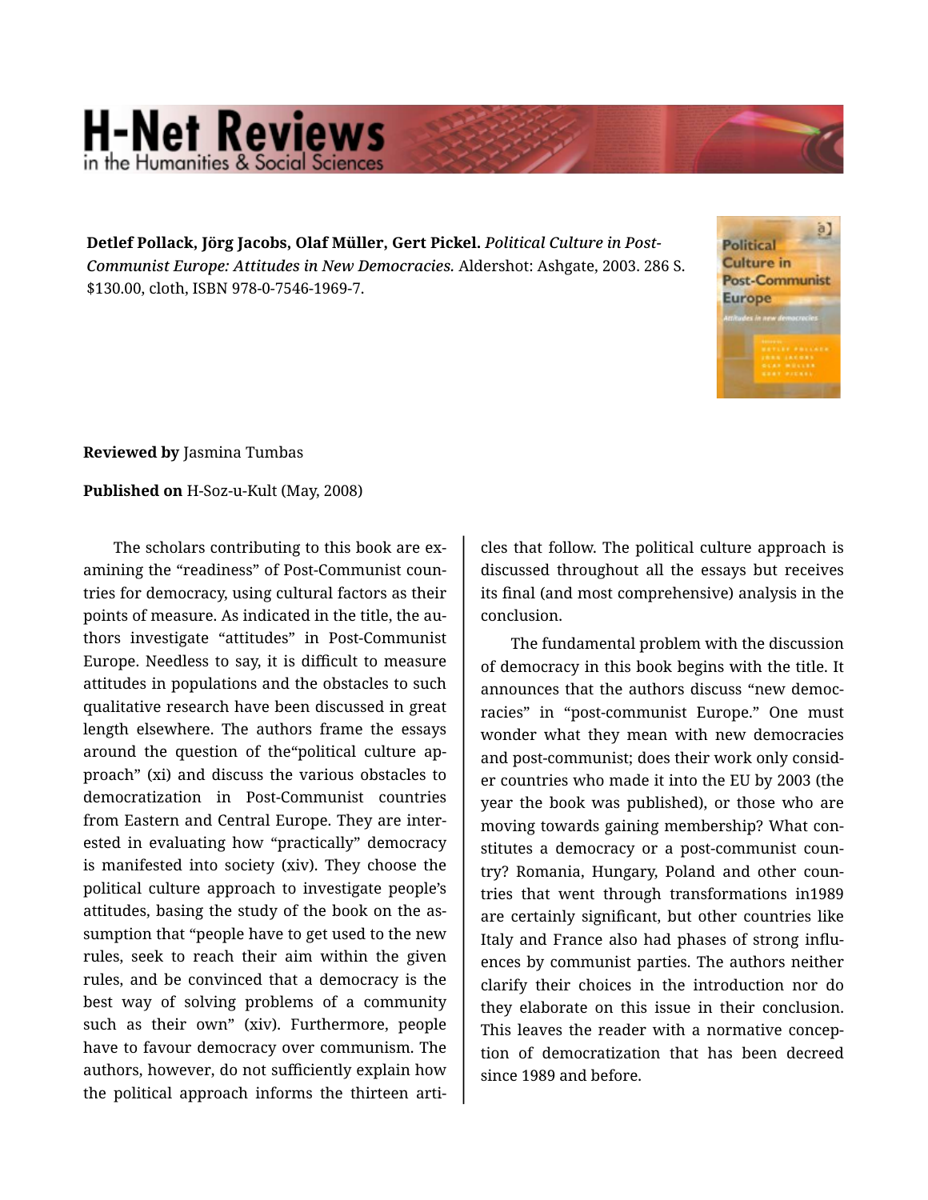**Detlef Pollack, Jörg Jacobs, Olaf Müller, Gert Pickel.** *Political Culture in Post-Communist Europe: Attitudes in New Democracies.* Aldershot: Ashgate, 2003. 286 S. $130.00, cloth, ISBN 978-0-7546-1969-7.

**Reviewed by** Jasmina Tumbas

**Published on** H-Soz-u-Kult (May, 2008)

The scholars contributing to this book are examining the "readiness" of Post-Communist countries for democracy, using cultural factors as their points of measure. As indicated in the title, the authors investigate "attitudes" in Post-Communist Europe. Needless to say, it is difficult to measure attitudes in populations and the obstacles to such qualitative research have been discussed in great length elsewhere. The authors frame the essays around the question of the"political culture approach" (xi) and discuss the various obstacles to democratization in Post-Communist countries from Eastern and Central Europe. They are interested in evaluating how "practically" democracy is manifested into society (xiv). They choose the political culture approach to investigate people's attitudes, basing the study of the book on the assumption that "people have to get used to the new rules, seek to reach their aim within the given rules, and be convinced that a democracy is the best way of solving problems of a community such as their own" (xiv). Furthermore, people have to favour democracy over communism. The authors, however, do not sufficiently explain how the political approach informs the thirteen articles that follow. The political culture approach is discussed throughout all the essays but receives its final (and most comprehensive) analysis in the conclusion.

The fundamental problem with the discussion of democracy in this book begins with the title. It announces that the authors discuss "new democracies" in "post-communist Europe." One must wonder what they mean with new democracies and post-communist; does their work only consider countries who made it into the EU by 2003 (the year the book was published), or those who are moving towards gaining membership? What constitutes a democracy or a post-communist country? Romania, Hungary, Poland and other countries that went through transformations in1989 are certainly significant, but other countries like Italy and France also had phases of strong influences by communist parties. The authors neither clarify their choices in the introduction nor do they elaborate on this issue in their conclusion. This leaves the reader with a normative conception of democratization that has been decreed since 1989 and before.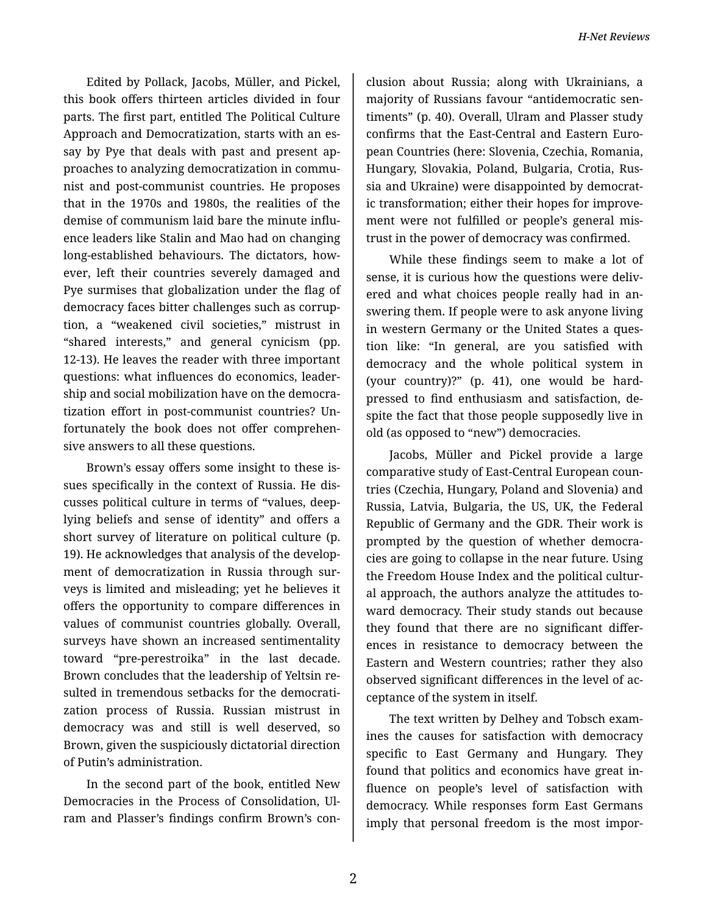Edited by Pollack, Jacobs, Müller, and Pickel, this book offers thirteen articles divided in four parts. The first part, entitled The Political Culture Approach and Democratization, starts with an essay by Pye that deals with past and present approaches to analyzing democratization in communist and post-communist countries. He proposes that in the 1970s and 1980s, the realities of the demise of communism laid bare the minute influence leaders like Stalin and Mao had on changing long-established behaviours. The dictators, however, left their countries severely damaged and Pye surmises that globalization under the flag of democracy faces bitter challenges such as corruption, a "weakened civil societies," mistrust in "shared interests," and general cynicism (pp. 12-13). He leaves the reader with three important questions: what influences do economics, leadership and social mobilization have on the democratization effort in post-communist countries? Unfortunately the book does not offer comprehensive answers to all these questions.

Brown's essay offers some insight to these issues specifically in the context of Russia. He discusses political culture in terms of "values, deep-lying beliefs and sense of identity" and offers a short survey of literature on political culture (p. 19). He acknowledges that analysis of the development of democratization in Russia through surveys is limited and misleading; yet he believes it offers the opportunity to compare differences in values of communist countries globally. Overall, surveys have shown an increased sentimentality toward "pre-perestroika" in the last decade. Brown concludes that the leadership of Yeltsin resulted in tremendous setbacks for the democratization process of Russia. Russian mistrust in democracy was and still is well deserved, so Brown, given the suspiciously dictatorial direction of Putin's administration.

In the second part of the book, entitled New Democracies in the Process of Consolidation, Ulram and Plasser's findings confirm Brown's conclusion about Russia; along with Ukrainians, a majority of Russians favour "antidemocratic sentiments" (p. 40). Overall, Ulram and Plasser study confirms that the East-Central and Eastern European Countries (here: Slovenia, Czechia, Romania, Hungary, Slovakia, Poland, Bulgaria, Crotia, Russia and Ukraine) were disappointed by democratic transformation; either their hopes for improvement were not fulfilled or people's general mistrust in the power of democracy was confirmed.

While these findings seem to make a lot of sense, it is curious how the questions were delivered and what choices people really had in answering them. If people were to ask anyone living in western Germany or the United States a question like: "In general, are you satisfied with democracy and the whole political system in (your country)?" (p. 41), one would be hard-pressed to find enthusiasm and satisfaction, despite the fact that those people supposedly live in old (as opposed to "new") democracies.

Jacobs, Müller and Pickel provide a large comparative study of East-Central European countries (Czechia, Hungary, Poland and Slovenia) and Russia, Latvia, Bulgaria, the US, UK, the Federal Republic of Germany and the GDR. Their work is prompted by the question of whether democracies are going to collapse in the near future. Using the Freedom House Index and the political cultural approach, the authors analyze the attitudes toward democracy. Their study stands out because they found that there are no significant differences in resistance to democracy between the Eastern and Western countries; rather they also observed significant differences in the level of acceptance of the system in itself.

The text written by Delhey and Tobsch examines the causes for satisfaction with democracy specific to East Germany and Hungary. They found that politics and economics have great influence on people's level of satisfaction with democracy. While responses form East Germans imply that personal freedom is the most impor-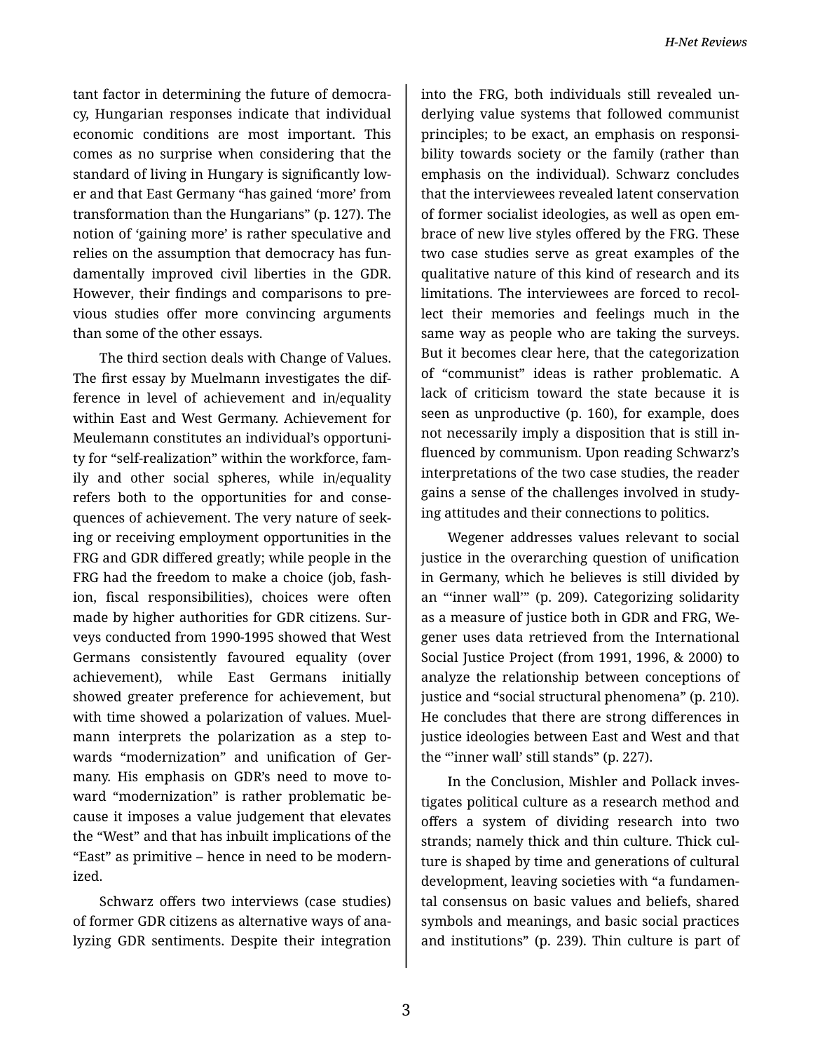tant factor in determining the future of democracy, Hungarian responses indicate that individual economic conditions are most important. This comes as no surprise when considering that the standard of living in Hungary is significantly lower and that East Germany "has gained 'more' from transformation than the Hungarians" (p. 127). The notion of 'gaining more' is rather speculative and relies on the assumption that democracy has fundamentally improved civil liberties in the GDR. However, their findings and comparisons to previous studies offer more convincing arguments than some of the other essays.

The third section deals with Change of Values. The first essay by Muelmann investigates the difference in level of achievement and in/equality within East and West Germany. Achievement for Meulemann constitutes an individual's opportunity for "self-realization" within the workforce, family and other social spheres, while in/equality refers both to the opportunities for and consequences of achievement. The very nature of seeking or receiving employment opportunities in the FRG and GDR differed greatly; while people in the FRG had the freedom to make a choice (job, fashion, fiscal responsibilities), choices were often made by higher authorities for GDR citizens. Surveys conducted from 1990-1995 showed that West Germans consistently favoured equality (over achievement), while East Germans initially showed greater preference for achievement, but with time showed a polarization of values. Muelmann interprets the polarization as a step towards "modernization" and unification of Germany. His emphasis on GDR's need to move toward "modernization" is rather problematic because it imposes a value judgement that elevates the "West" and that has inbuilt implications of the "East" as primitive – hence in need to be modernized.

Schwarz offers two interviews (case studies) of former GDR citizens as alternative ways of analyzing GDR sentiments. Despite their integration into the FRG, both individuals still revealed underlying value systems that followed communist principles; to be exact, an emphasis on responsibility towards society or the family (rather than emphasis on the individual). Schwarz concludes that the interviewees revealed latent conservation of former socialist ideologies, as well as open embrace of new live styles offered by the FRG. These two case studies serve as great examples of the qualitative nature of this kind of research and its limitations. The interviewees are forced to recollect their memories and feelings much in the same way as people who are taking the surveys. But it becomes clear here, that the categorization of "communist" ideas is rather problematic. A lack of criticism toward the state because it is seen as unproductive (p. 160), for example, does not necessarily imply a disposition that is still influenced by communism. Upon reading Schwarz's interpretations of the two case studies, the reader gains a sense of the challenges involved in studying attitudes and their connections to politics.

Wegener addresses values relevant to social justice in the overarching question of unification in Germany, which he believes is still divided by an "'inner wall'" (p. 209). Categorizing solidarity as a measure of justice both in GDR and FRG, Wegener uses data retrieved from the International Social Justice Project (from 1991, 1996, & 2000) to analyze the relationship between conceptions of justice and "social structural phenomena" (p. 210). He concludes that there are strong differences in justice ideologies between East and West and that the "'inner wall' still stands" (p. 227).

In the Conclusion, Mishler and Pollack investigates political culture as a research method and offers a system of dividing research into two strands; namely thick and thin culture. Thick culture is shaped by time and generations of cultural development, leaving societies with "a fundamental consensus on basic values and beliefs, shared symbols and meanings, and basic social practices and institutions" (p. 239). Thin culture is part of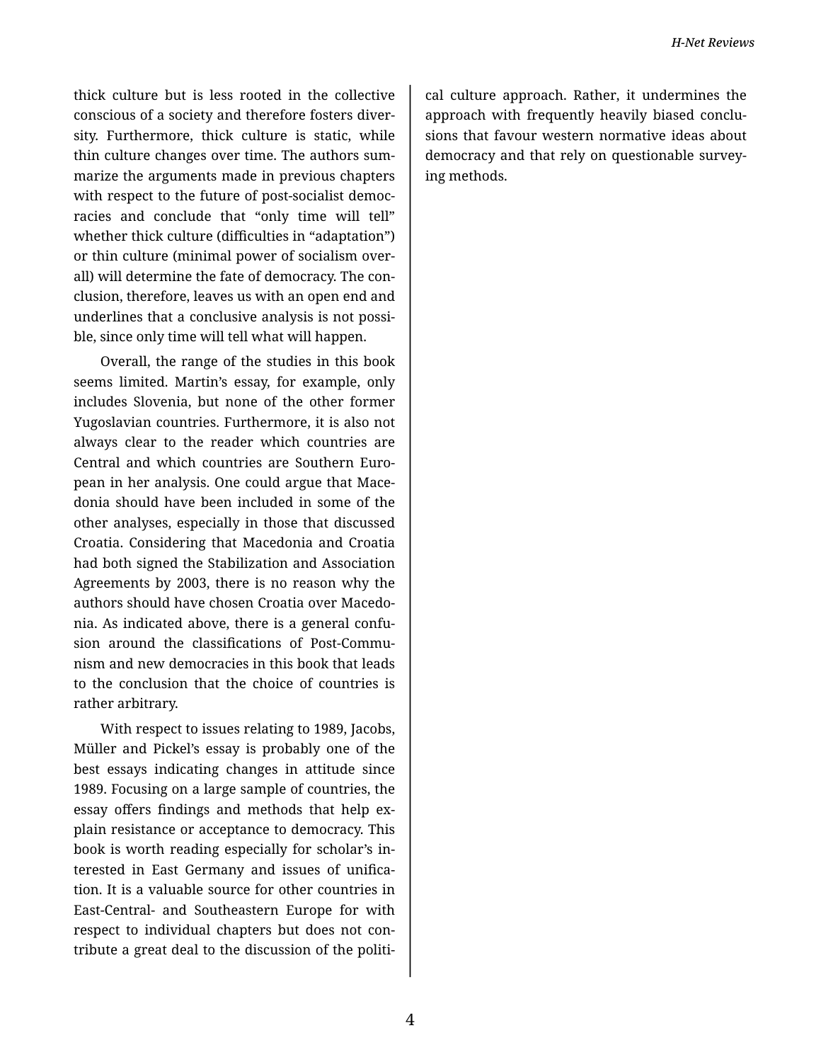thick culture but is less rooted in the collective conscious of a society and therefore fosters diversity. Furthermore, thick culture is static, while thin culture changes over time. The authors summarize the arguments made in previous chapters with respect to the future of post-socialist democracies and conclude that "only time will tell" whether thick culture (difficulties in "adaptation") or thin culture (minimal power of socialism overall) will determine the fate of democracy. The conclusion, therefore, leaves us with an open end and underlines that a conclusive analysis is not possible, since only time will tell what will happen.

Overall, the range of the studies in this book seems limited. Martin's essay, for example, only includes Slovenia, but none of the other former Yugoslavian countries. Furthermore, it is also not always clear to the reader which countries are Central and which countries are Southern European in her analysis. One could argue that Macedonia should have been included in some of the other analyses, especially in those that discussed Croatia. Considering that Macedonia and Croatia had both signed the Stabilization and Association Agreements by 2003, there is no reason why the authors should have chosen Croatia over Macedonia. As indicated above, there is a general confusion around the classifications of Post-Communism and new democracies in this book that leads to the conclusion that the choice of countries is rather arbitrary.

With respect to issues relating to 1989, Jacobs, Müller and Pickel's essay is probably one of the best essays indicating changes in attitude since 1989. Focusing on a large sample of countries, the essay offers findings and methods that help explain resistance or acceptance to democracy. This book is worth reading especially for scholar's interested in East Germany and issues of unification. It is a valuable source for other countries in East-Central- and Southeastern Europe for with respect to individual chapters but does not contribute a great deal to the discussion of the political culture approach. Rather, it undermines the approach with frequently heavily biased conclusions that favour western normative ideas about democracy and that rely on questionable surveying methods.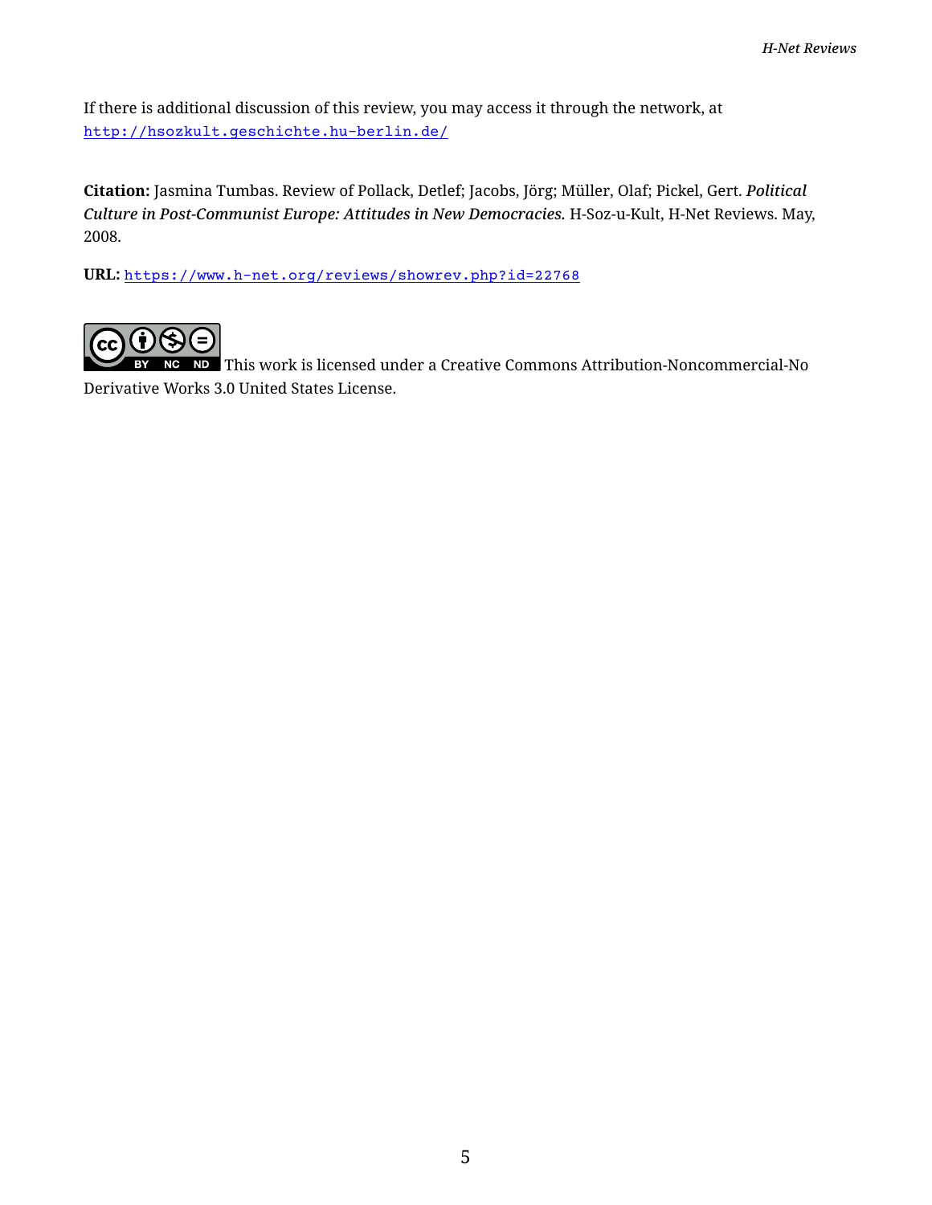If there is additional discussion of this review, you may access it through the network, at http://hsozkult.geschichte.hu-berlin.de/

**Citation:** Jasmina Tumbas. Review of Pollack, Detlef; Jacobs, Jörg; Müller, Olaf; Pickel, Gert. ***Political Culture in Post-Communist Europe: Attitudes in New Democracies.*** H-Soz-u-Kult, H-Net Reviews. May, 2008.

**URL:** https://www.h-net.org/reviews/showrev.php?id=22768

This work is licensed under a Creative Commons Attribution-Noncommercial-No Derivative Works 3.0 United States License.